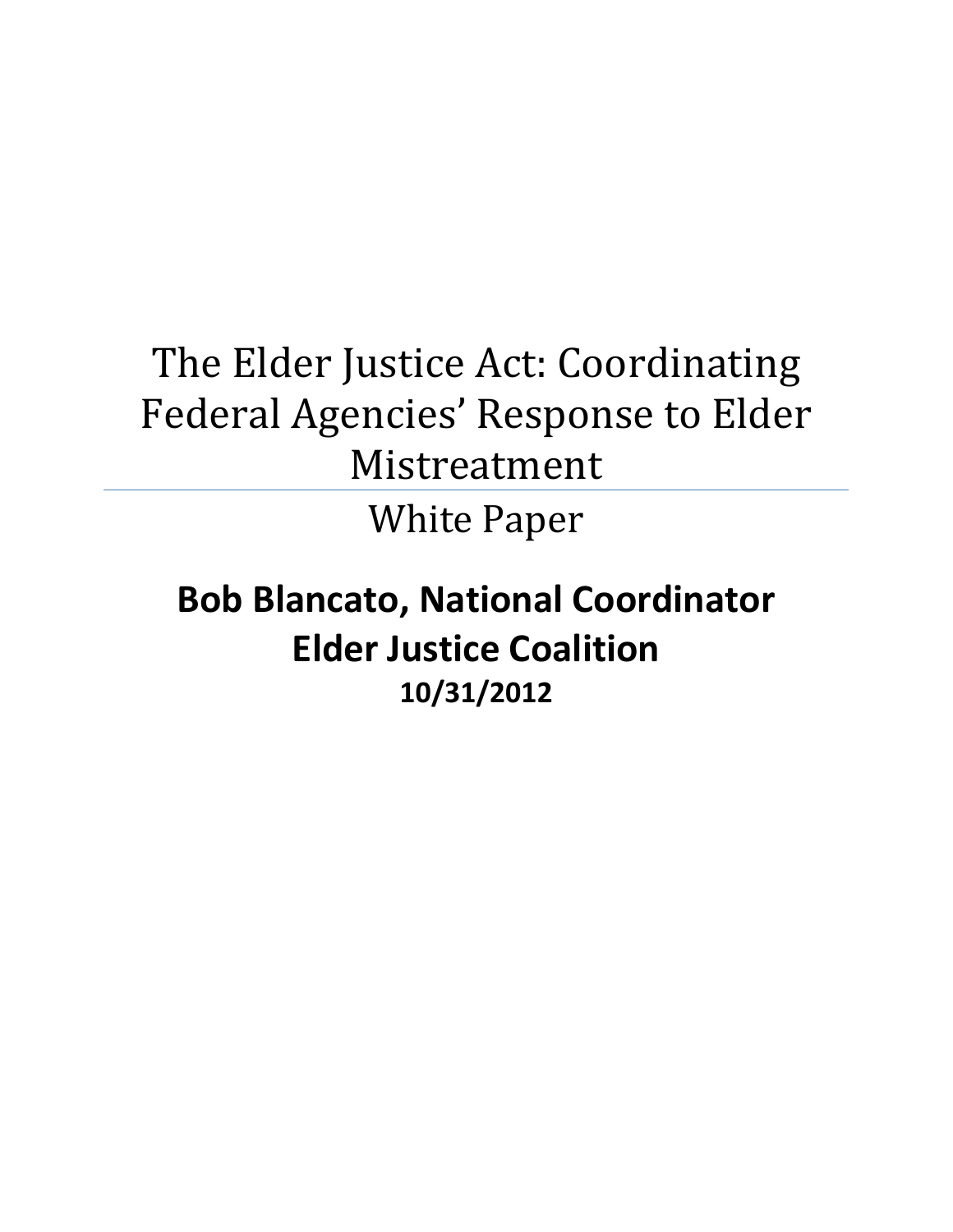# The Elder Justice Act: Coordinating Federal Agencies' Response to Elder Mistreatment

White Paper

**Bob Blancato, National Coordinator**

**Elder Justice Coalition**

**10/31/2012**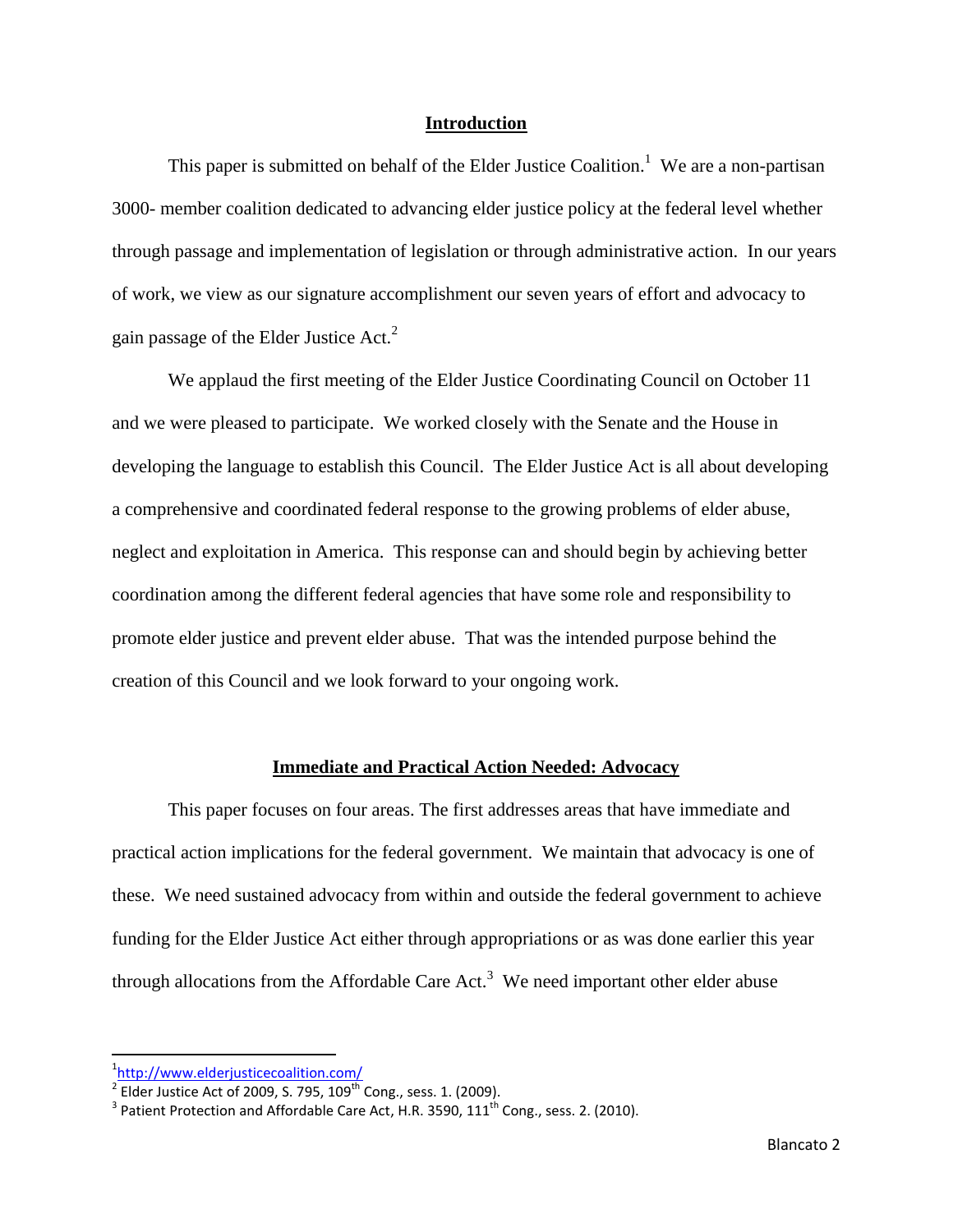## Introduction

This paper is submitted on behalf of the Elder Justice Coalition.[1] We are a non-partisan 3000- member coalition dedicated to advancing elder justice policy at the federal level whether through passage and implementation of legislation or through administrative action. In our years of work, we view as our signature accomplishment our seven years of effort and advocacy to gain passage of the Elder Justice Act.[2]

We applaud the first meeting of the Elder Justice Coordinating Council on October 11 and we were pleased to participate. We worked closely with the Senate and the House in developing the language to establish this Council. The Elder Justice Act is all about developing a comprehensive and coordinated federal response to the growing problems of elder abuse, neglect and exploitation in America. This response can and should begin by achieving better coordination among the different federal agencies that have some role and responsibility to promote elder justice and prevent elder abuse. That was the intended purpose behind the creation of this Council and we look forward to your ongoing work.

## Immediate and Practical Action Needed: Advocacy

This paper focuses on four areas. The first addresses areas that have immediate and practical action implications for the federal government. We maintain that advocacy is one of these. We need sustained advocacy from within and outside the federal government to achieve funding for the Elder Justice Act either through appropriations or as was done earlier this year through allocations from the Affordable Care Act.[3] We need important other elder abuse

---

[1] http://www.elderjusticecoalition.com/

[2] Elder Justice Act of 2009, S. 795, 109th Cong., sess. 1. (2009).

[3] Patient Protection and Affordable Care Act, H.R. 3590, 111th Cong., sess. 2. (2010).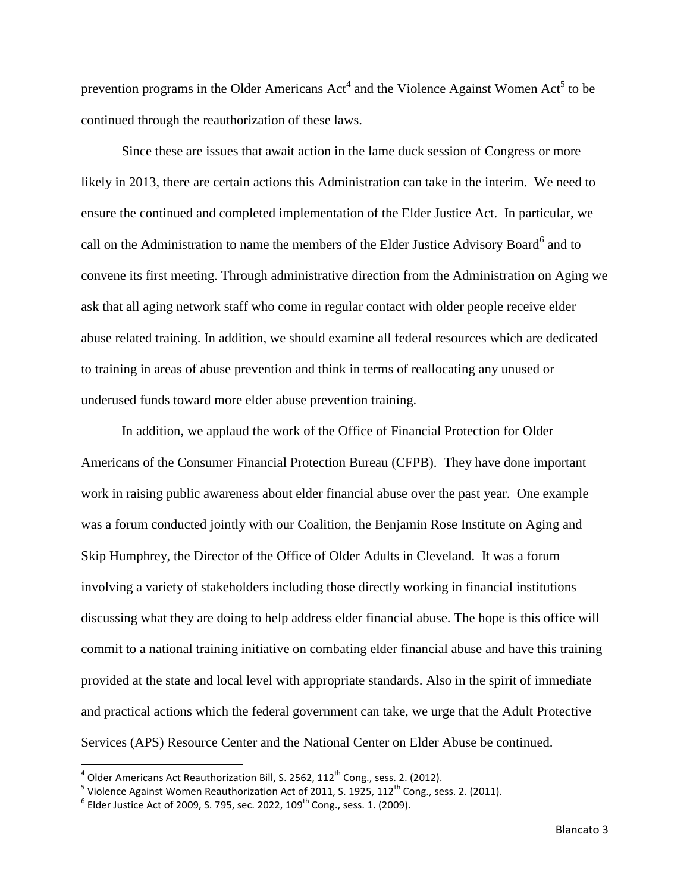prevention programs in the Older Americans Act[4] and the Violence Against Women Act[5] to be continued through the reauthorization of these laws.

Since these are issues that await action in the lame duck session of Congress or more likely in 2013, there are certain actions this Administration can take in the interim. We need to ensure the continued and completed implementation of the Elder Justice Act. In particular, we call on the Administration to name the members of the Elder Justice Advisory Board[6] and to convene its first meeting. Through administrative direction from the Administration on Aging we ask that all aging network staff who come in regular contact with older people receive elder abuse related training. In addition, we should examine all federal resources which are dedicated to training in areas of abuse prevention and think in terms of reallocating any unused or underused funds toward more elder abuse prevention training.

In addition, we applaud the work of the Office of Financial Protection for Older Americans of the Consumer Financial Protection Bureau (CFPB). They have done important work in raising public awareness about elder financial abuse over the past year. One example was a forum conducted jointly with our Coalition, the Benjamin Rose Institute on Aging and Skip Humphrey, the Director of the Office of Older Adults in Cleveland. It was a forum involving a variety of stakeholders including those directly working in financial institutions discussing what they are doing to help address elder financial abuse. The hope is this office will commit to a national training initiative on combating elder financial abuse and have this training provided at the state and local level with appropriate standards. Also in the spirit of immediate and practical actions which the federal government can take, we urge that the Adult Protective Services (APS) Resource Center and the National Center on Elder Abuse be continued.

---

[4] Older Americans Act Reauthorization Bill, S. 2562, 112th Cong., sess. 2. (2012).

[5] Violence Against Women Reauthorization Act of 2011, S. 1925, 112th Cong., sess. 2. (2011).

[6] Elder Justice Act of 2009, S. 795, sec. 2022, 109th Cong., sess. 1. (2009).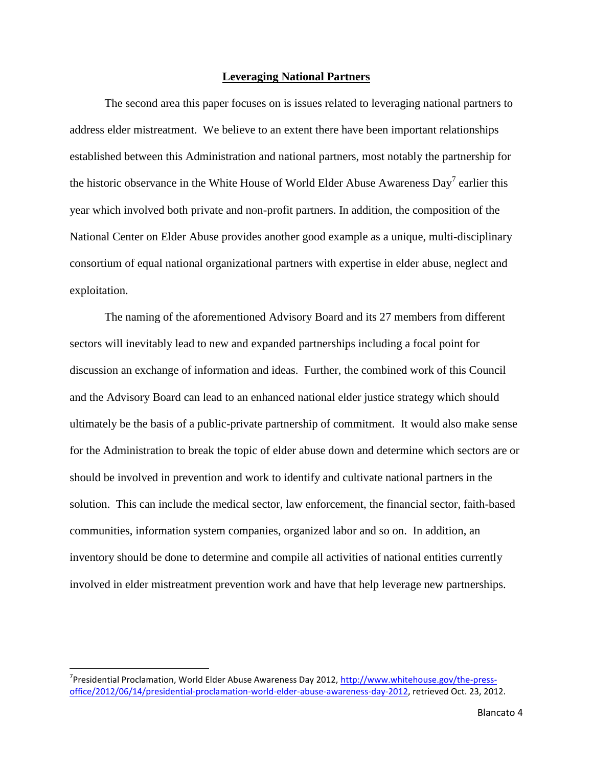## Leveraging National Partners

The second area this paper focuses on is issues related to leveraging national partners to address elder mistreatment. We believe to an extent there have been important relationships established between this Administration and national partners, most notably the partnership for the historic observance in the White House of World Elder Abuse Awareness Day[7] earlier this year which involved both private and non-profit partners. In addition, the composition of the National Center on Elder Abuse provides another good example as a unique, multi-disciplinary consortium of equal national organizational partners with expertise in elder abuse, neglect and exploitation.

The naming of the aforementioned Advisory Board and its 27 members from different sectors will inevitably lead to new and expanded partnerships including a focal point for discussion an exchange of information and ideas. Further, the combined work of this Council and the Advisory Board can lead to an enhanced national elder justice strategy which should ultimately be the basis of a public-private partnership of commitment. It would also make sense for the Administration to break the topic of elder abuse down and determine which sectors are or should be involved in prevention and work to identify and cultivate national partners in the solution. This can include the medical sector, law enforcement, the financial sector, faith-based communities, information system companies, organized labor and so on. In addition, an inventory should be done to determine and compile all activities of national entities currently involved in elder mistreatment prevention work and have that help leverage new partnerships.

---

[7] Presidential Proclamation, World Elder Abuse Awareness Day 2012, http://www.whitehouse.gov/the-press-office/2012/06/14/presidential-proclamation-world-elder-abuse-awareness-day-2012, retrieved Oct. 23, 2012.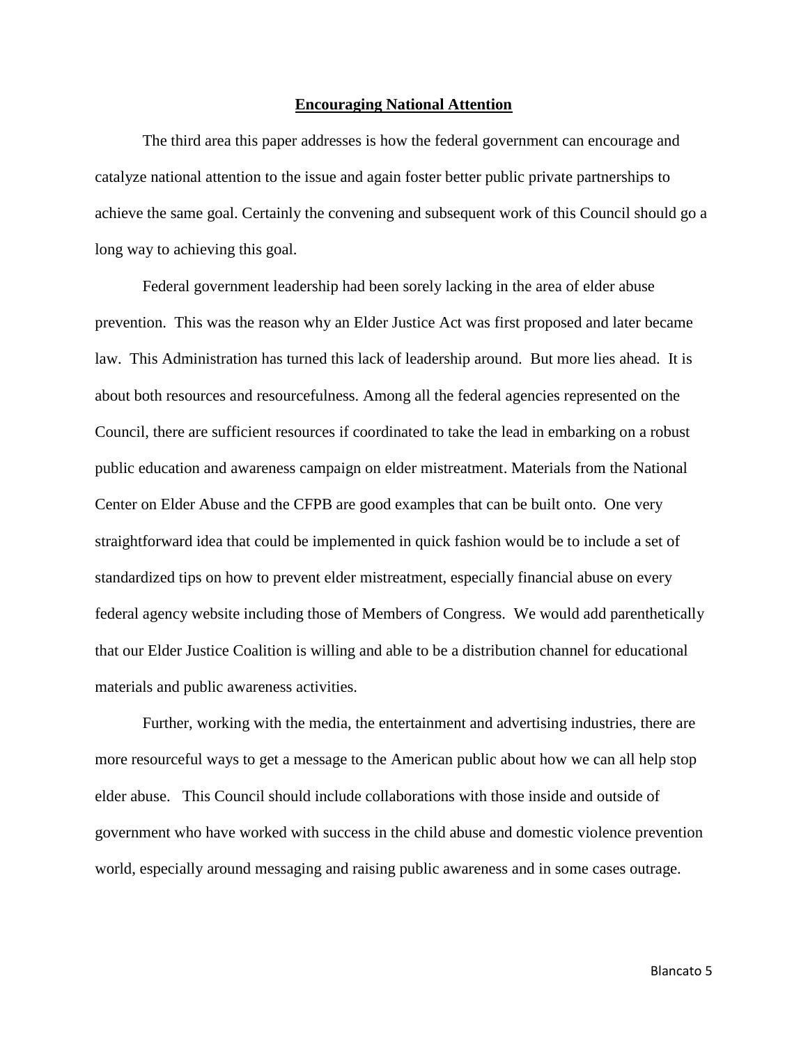## Encouraging National Attention

The third area this paper addresses is how the federal government can encourage and catalyze national attention to the issue and again foster better public private partnerships to achieve the same goal. Certainly the convening and subsequent work of this Council should go a long way to achieving this goal.

Federal government leadership had been sorely lacking in the area of elder abuse prevention. This was the reason why an Elder Justice Act was first proposed and later became law. This Administration has turned this lack of leadership around. But more lies ahead. It is about both resources and resourcefulness. Among all the federal agencies represented on the Council, there are sufficient resources if coordinated to take the lead in embarking on a robust public education and awareness campaign on elder mistreatment. Materials from the National Center on Elder Abuse and the CFPB are good examples that can be built onto. One very straightforward idea that could be implemented in quick fashion would be to include a set of standardized tips on how to prevent elder mistreatment, especially financial abuse on every federal agency website including those of Members of Congress. We would add parenthetically that our Elder Justice Coalition is willing and able to be a distribution channel for educational materials and public awareness activities.

Further, working with the media, the entertainment and advertising industries, there are more resourceful ways to get a message to the American public about how we can all help stop elder abuse. This Council should include collaborations with those inside and outside of government who have worked with success in the child abuse and domestic violence prevention world, especially around messaging and raising public awareness and in some cases outrage.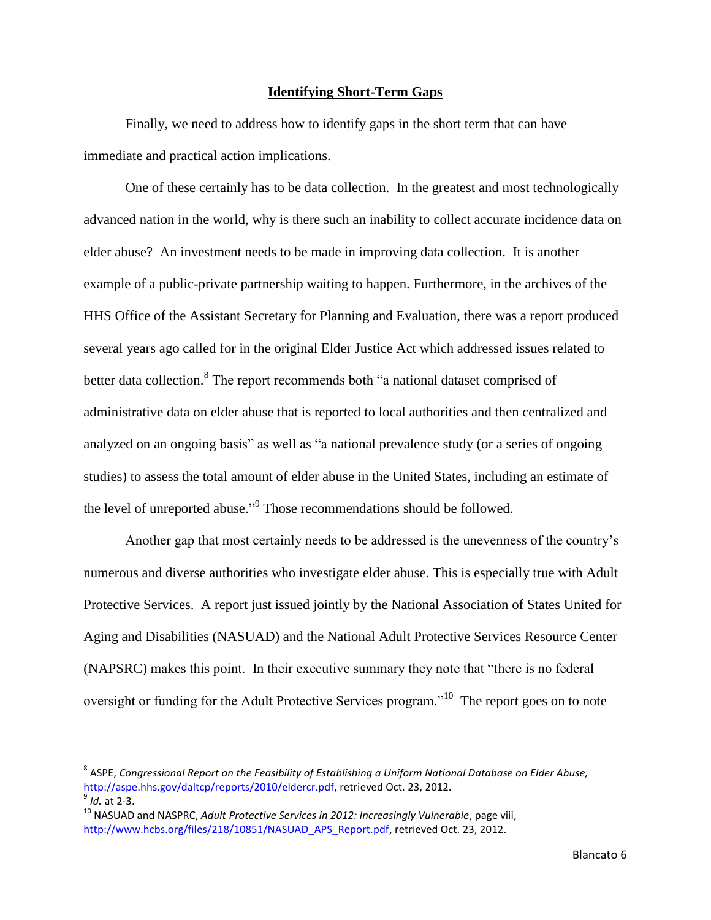## Identifying Short-Term Gaps

Finally, we need to address how to identify gaps in the short term that can have immediate and practical action implications.

One of these certainly has to be data collection. In the greatest and most technologically advanced nation in the world, why is there such an inability to collect accurate incidence data on elder abuse? An investment needs to be made in improving data collection. It is another example of a public-private partnership waiting to happen. Furthermore, in the archives of the HHS Office of the Assistant Secretary for Planning and Evaluation, there was a report produced several years ago called for in the original Elder Justice Act which addressed issues related to better data collection.[8] The report recommends both "a national dataset comprised of administrative data on elder abuse that is reported to local authorities and then centralized and analyzed on an ongoing basis" as well as "a national prevalence study (or a series of ongoing studies) to assess the total amount of elder abuse in the United States, including an estimate of the level of unreported abuse."[9] Those recommendations should be followed.

Another gap that most certainly needs to be addressed is the unevenness of the country's numerous and diverse authorities who investigate elder abuse. This is especially true with Adult Protective Services. A report just issued jointly by the National Association of States United for Aging and Disabilities (NASUAD) and the National Adult Protective Services Resource Center (NAPSRC) makes this point. In their executive summary they note that "there is no federal oversight or funding for the Adult Protective Services program."[10] The report goes on to note

---

[8] ASPE, *Congressional Report on the Feasibility of Establishing a Uniform National Database on Elder Abuse,* http://aspe.hhs.gov/daltcp/reports/2010/eldercr.pdf, retrieved Oct. 23, 2012.

[9] *Id.* at 2-3.

[10] NASUAD and NASPRC, *Adult Protective Services in 2012: Increasingly Vulnerable*, page viii, http://www.hcbs.org/files/218/10851/NASUAD_APS_Report.pdf, retrieved Oct. 23, 2012.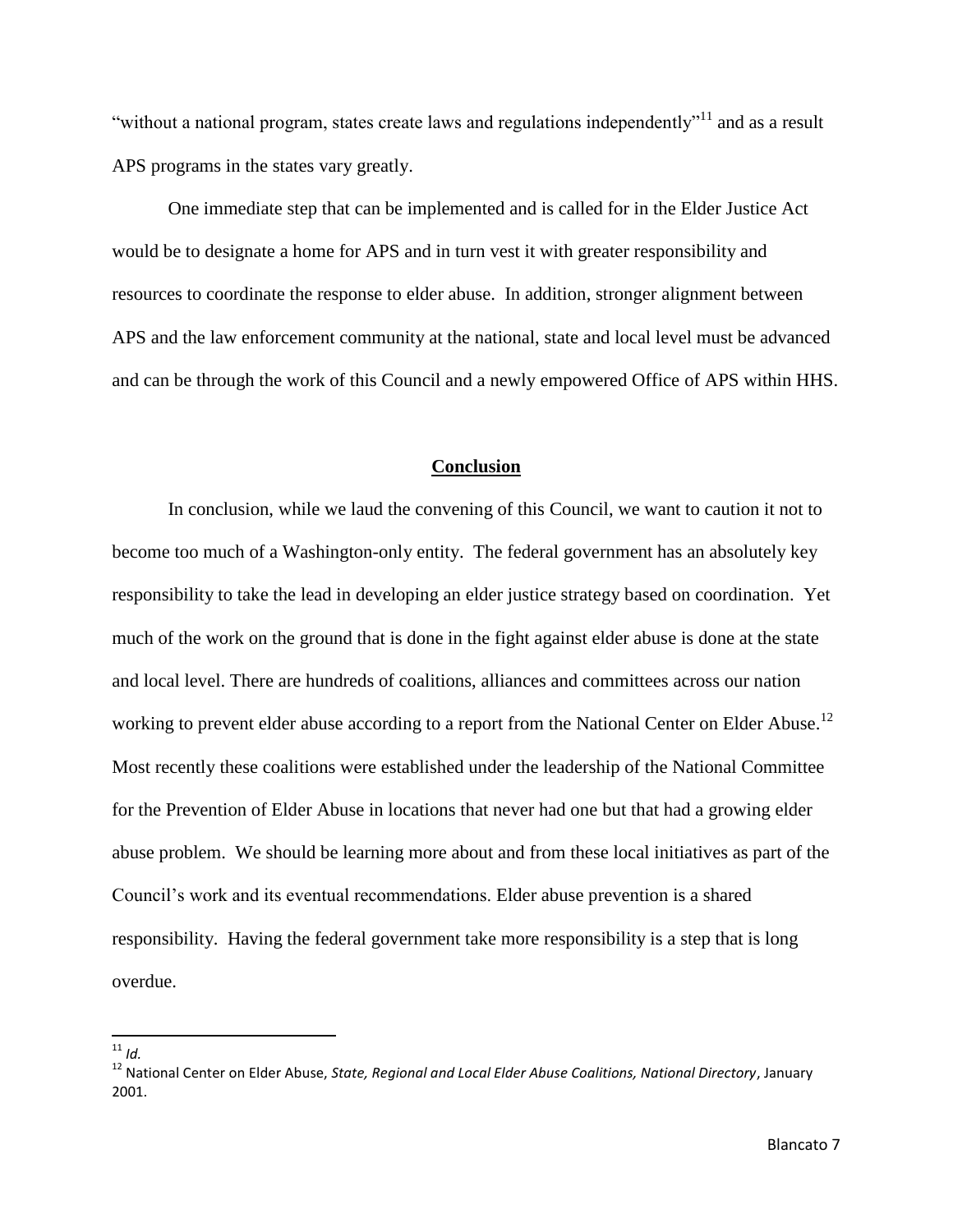"without a national program, states create laws and regulations independently"[11] and as a result APS programs in the states vary greatly.

One immediate step that can be implemented and is called for in the Elder Justice Act would be to designate a home for APS and in turn vest it with greater responsibility and resources to coordinate the response to elder abuse. In addition, stronger alignment between APS and the law enforcement community at the national, state and local level must be advanced and can be through the work of this Council and a newly empowered Office of APS within HHS.

## Conclusion

In conclusion, while we laud the convening of this Council, we want to caution it not to become too much of a Washington-only entity. The federal government has an absolutely key responsibility to take the lead in developing an elder justice strategy based on coordination. Yet much of the work on the ground that is done in the fight against elder abuse is done at the state and local level. There are hundreds of coalitions, alliances and committees across our nation working to prevent elder abuse according to a report from the National Center on Elder Abuse.[12] Most recently these coalitions were established under the leadership of the National Committee for the Prevention of Elder Abuse in locations that never had one but that had a growing elder abuse problem. We should be learning more about and from these local initiatives as part of the Council's work and its eventual recommendations. Elder abuse prevention is a shared responsibility. Having the federal government take more responsibility is a step that is long overdue.

---

[11] *Id.*

[12] National Center on Elder Abuse, *State, Regional and Local Elder Abuse Coalitions, National Directory*, January 2001.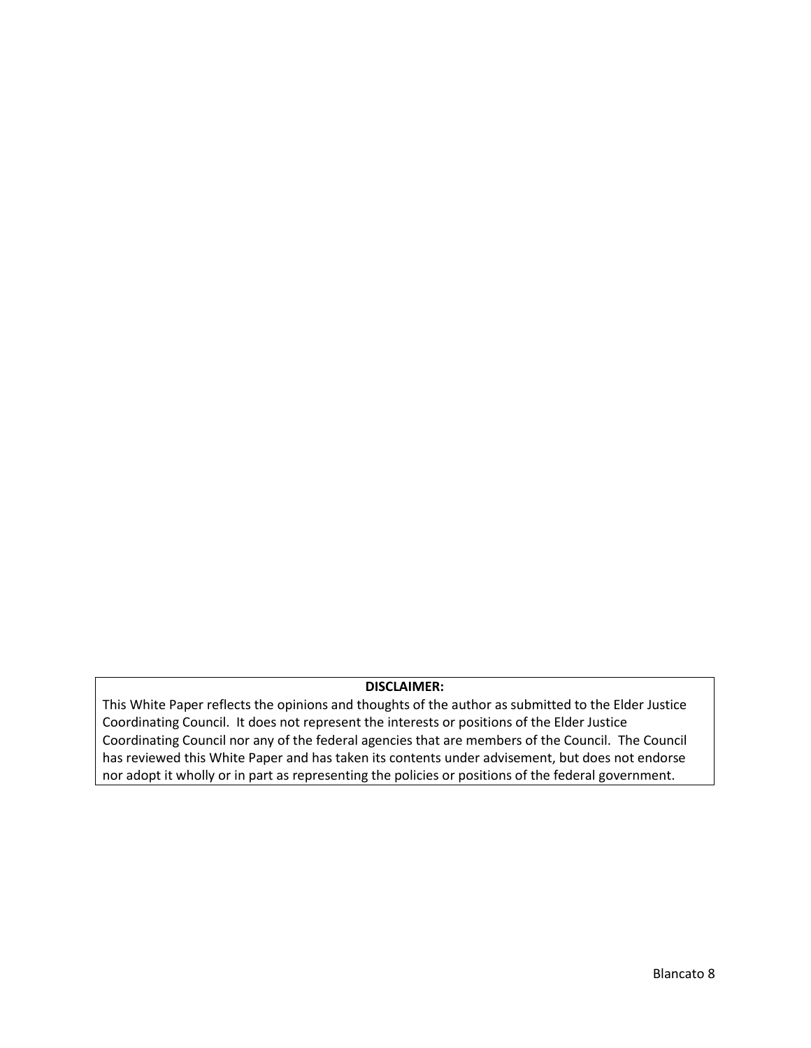**DISCLAIMER:**

This White Paper reflects the opinions and thoughts of the author as submitted to the Elder Justice Coordinating Council. It does not represent the interests or positions of the Elder Justice Coordinating Council nor any of the federal agencies that are members of the Council. The Council has reviewed this White Paper and has taken its contents under advisement, but does not endorse nor adopt it wholly or in part as representing the policies or positions of the federal government.